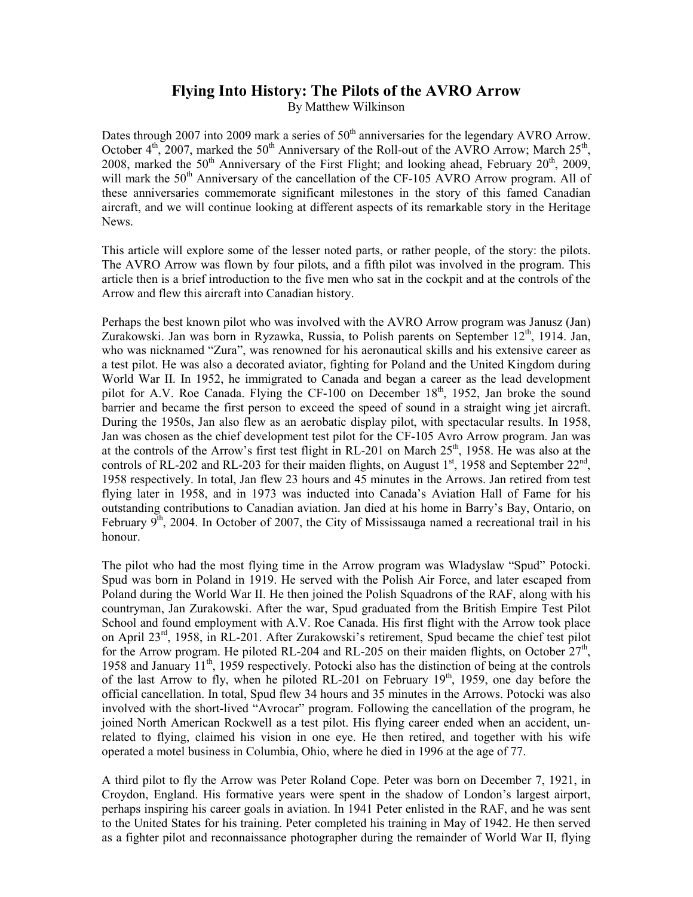# Flying Into History: The Pilots of the AVRO Arrow

By Matthew Wilkinson

Dates through 2007 into 2009 mark a series of 50th anniversaries for the legendary AVRO Arrow. October 4th, 2007, marked the 50th Anniversary of the Roll-out of the AVRO Arrow; March 25th, 2008, marked the 50th Anniversary of the First Flight; and looking ahead, February 20th, 2009, will mark the 50th Anniversary of the cancellation of the CF-105 AVRO Arrow program. All of these anniversaries commemorate significant milestones in the story of this famed Canadian aircraft, and we will continue looking at different aspects of its remarkable story in the Heritage News.

This article will explore some of the lesser noted parts, or rather people, of the story: the pilots. The AVRO Arrow was flown by four pilots, and a fifth pilot was involved in the program. This article then is a brief introduction to the five men who sat in the cockpit and at the controls of the Arrow and flew this aircraft into Canadian history.

Perhaps the best known pilot who was involved with the AVRO Arrow program was Janusz (Jan) Zurakowski. Jan was born in Ryzawka, Russia, to Polish parents on September 12th, 1914. Jan, who was nicknamed "Zura", was renowned for his aeronautical skills and his extensive career as a test pilot. He was also a decorated aviator, fighting for Poland and the United Kingdom during World War II. In 1952, he immigrated to Canada and began a career as the lead development pilot for A.V. Roe Canada. Flying the CF-100 on December 18th, 1952, Jan broke the sound barrier and became the first person to exceed the speed of sound in a straight wing jet aircraft. During the 1950s, Jan also flew as an aerobatic display pilot, with spectacular results. In 1958, Jan was chosen as the chief development test pilot for the CF-105 Avro Arrow program. Jan was at the controls of the Arrow's first test flight in RL-201 on March 25th, 1958. He was also at the controls of RL-202 and RL-203 for their maiden flights, on August 1st, 1958 and September 22nd, 1958 respectively. In total, Jan flew 23 hours and 45 minutes in the Arrows. Jan retired from test flying later in 1958, and in 1973 was inducted into Canada's Aviation Hall of Fame for his outstanding contributions to Canadian aviation. Jan died at his home in Barry's Bay, Ontario, on February 9th, 2004. In October of 2007, the City of Mississauga named a recreational trail in his honour.

The pilot who had the most flying time in the Arrow program was Wladyslaw "Spud" Potocki. Spud was born in Poland in 1919. He served with the Polish Air Force, and later escaped from Poland during the World War II. He then joined the Polish Squadrons of the RAF, along with his countryman, Jan Zurakowski. After the war, Spud graduated from the British Empire Test Pilot School and found employment with A.V. Roe Canada. His first flight with the Arrow took place on April 23rd, 1958, in RL-201. After Zurakowski's retirement, Spud became the chief test pilot for the Arrow program. He piloted RL-204 and RL-205 on their maiden flights, on October 27th, 1958 and January 11th, 1959 respectively. Potocki also has the distinction of being at the controls of the last Arrow to fly, when he piloted RL-201 on February 19th, 1959, one day before the official cancellation. In total, Spud flew 34 hours and 35 minutes in the Arrows. Potocki was also involved with the short-lived "Avrocar" program. Following the cancellation of the program, he joined North American Rockwell as a test pilot. His flying career ended when an accident, un-related to flying, claimed his vision in one eye. He then retired, and together with his wife operated a motel business in Columbia, Ohio, where he died in 1996 at the age of 77.

A third pilot to fly the Arrow was Peter Roland Cope. Peter was born on December 7, 1921, in Croydon, England. His formative years were spent in the shadow of London's largest airport, perhaps inspiring his career goals in aviation. In 1941 Peter enlisted in the RAF, and he was sent to the United States for his training. Peter completed his training in May of 1942. He then served as a fighter pilot and reconnaissance photographer during the remainder of World War II, flying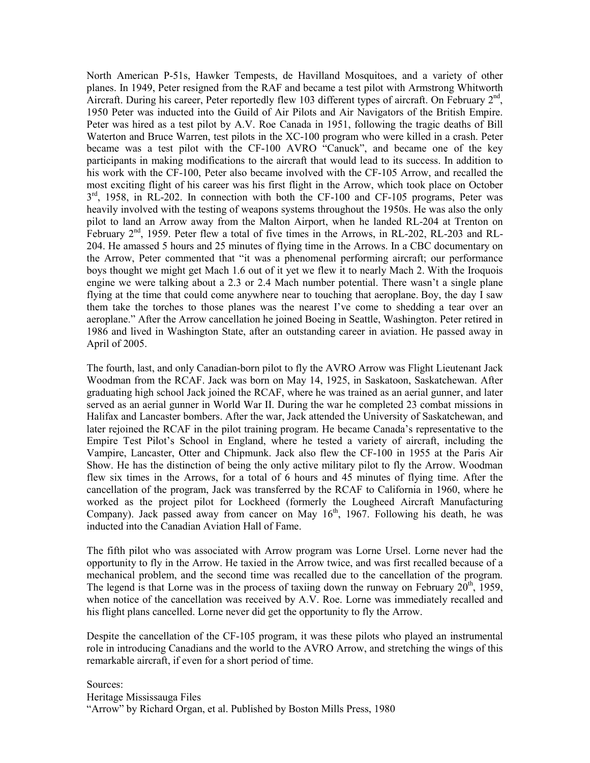North American P-51s, Hawker Tempests, de Havilland Mosquitoes, and a variety of other planes. In 1949, Peter resigned from the RAF and became a test pilot with Armstrong Whitworth Aircraft. During his career, Peter reportedly flew 103 different types of aircraft. On February 2nd, 1950 Peter was inducted into the Guild of Air Pilots and Air Navigators of the British Empire. Peter was hired as a test pilot by A.V. Roe Canada in 1951, following the tragic deaths of Bill Waterton and Bruce Warren, test pilots in the XC-100 program who were killed in a crash. Peter became was a test pilot with the CF-100 AVRO "Canuck", and became one of the key participants in making modifications to the aircraft that would lead to its success. In addition to his work with the CF-100, Peter also became involved with the CF-105 Arrow, and recalled the most exciting flight of his career was his first flight in the Arrow, which took place on October 3rd, 1958, in RL-202. In connection with both the CF-100 and CF-105 programs, Peter was heavily involved with the testing of weapons systems throughout the 1950s. He was also the only pilot to land an Arrow away from the Malton Airport, when he landed RL-204 at Trenton on February 2nd, 1959. Peter flew a total of five times in the Arrows, in RL-202, RL-203 and RL-204. He amassed 5 hours and 25 minutes of flying time in the Arrows. In a CBC documentary on the Arrow, Peter commented that "it was a phenomenal performing aircraft; our performance boys thought we might get Mach 1.6 out of it yet we flew it to nearly Mach 2. With the Iroquois engine we were talking about a 2.3 or 2.4 Mach number potential. There wasn't a single plane flying at the time that could come anywhere near to touching that aeroplane. Boy, the day I saw them take the torches to those planes was the nearest I've come to shedding a tear over an aeroplane." After the Arrow cancellation he joined Boeing in Seattle, Washington. Peter retired in 1986 and lived in Washington State, after an outstanding career in aviation. He passed away in April of 2005.

The fourth, last, and only Canadian-born pilot to fly the AVRO Arrow was Flight Lieutenant Jack Woodman from the RCAF. Jack was born on May 14, 1925, in Saskatoon, Saskatchewan. After graduating high school Jack joined the RCAF, where he was trained as an aerial gunner, and later served as an aerial gunner in World War II. During the war he completed 23 combat missions in Halifax and Lancaster bombers. After the war, Jack attended the University of Saskatchewan, and later rejoined the RCAF in the pilot training program. He became Canada's representative to the Empire Test Pilot's School in England, where he tested a variety of aircraft, including the Vampire, Lancaster, Otter and Chipmunk. Jack also flew the CF-100 in 1955 at the Paris Air Show. He has the distinction of being the only active military pilot to fly the Arrow. Woodman flew six times in the Arrows, for a total of 6 hours and 45 minutes of flying time. After the cancellation of the program, Jack was transferred by the RCAF to California in 1960, where he worked as the project pilot for Lockheed (formerly the Lougheed Aircraft Manufacturing Company). Jack passed away from cancer on May 16th, 1967. Following his death, he was inducted into the Canadian Aviation Hall of Fame.

The fifth pilot who was associated with Arrow program was Lorne Ursel. Lorne never had the opportunity to fly in the Arrow. He taxied in the Arrow twice, and was first recalled because of a mechanical problem, and the second time was recalled due to the cancellation of the program. The legend is that Lorne was in the process of taxiing down the runway on February 20th, 1959, when notice of the cancellation was received by A.V. Roe. Lorne was immediately recalled and his flight plans cancelled. Lorne never did get the opportunity to fly the Arrow.

Despite the cancellation of the CF-105 program, it was these pilots who played an instrumental role in introducing Canadians and the world to the AVRO Arrow, and stretching the wings of this remarkable aircraft, if even for a short period of time.

Sources:
Heritage Mississauga Files
"Arrow" by Richard Organ, et al. Published by Boston Mills Press, 1980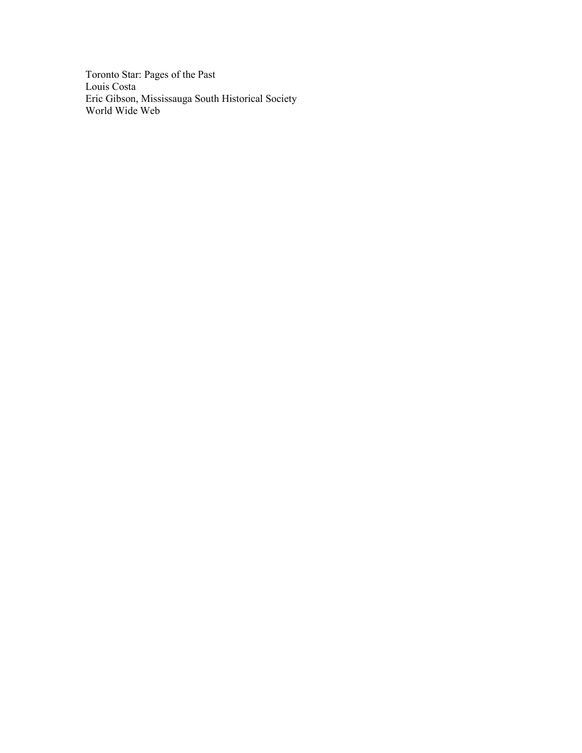Toronto Star: Pages of the Past
Louis Costa
Eric Gibson, Mississauga South Historical Society
World Wide Web